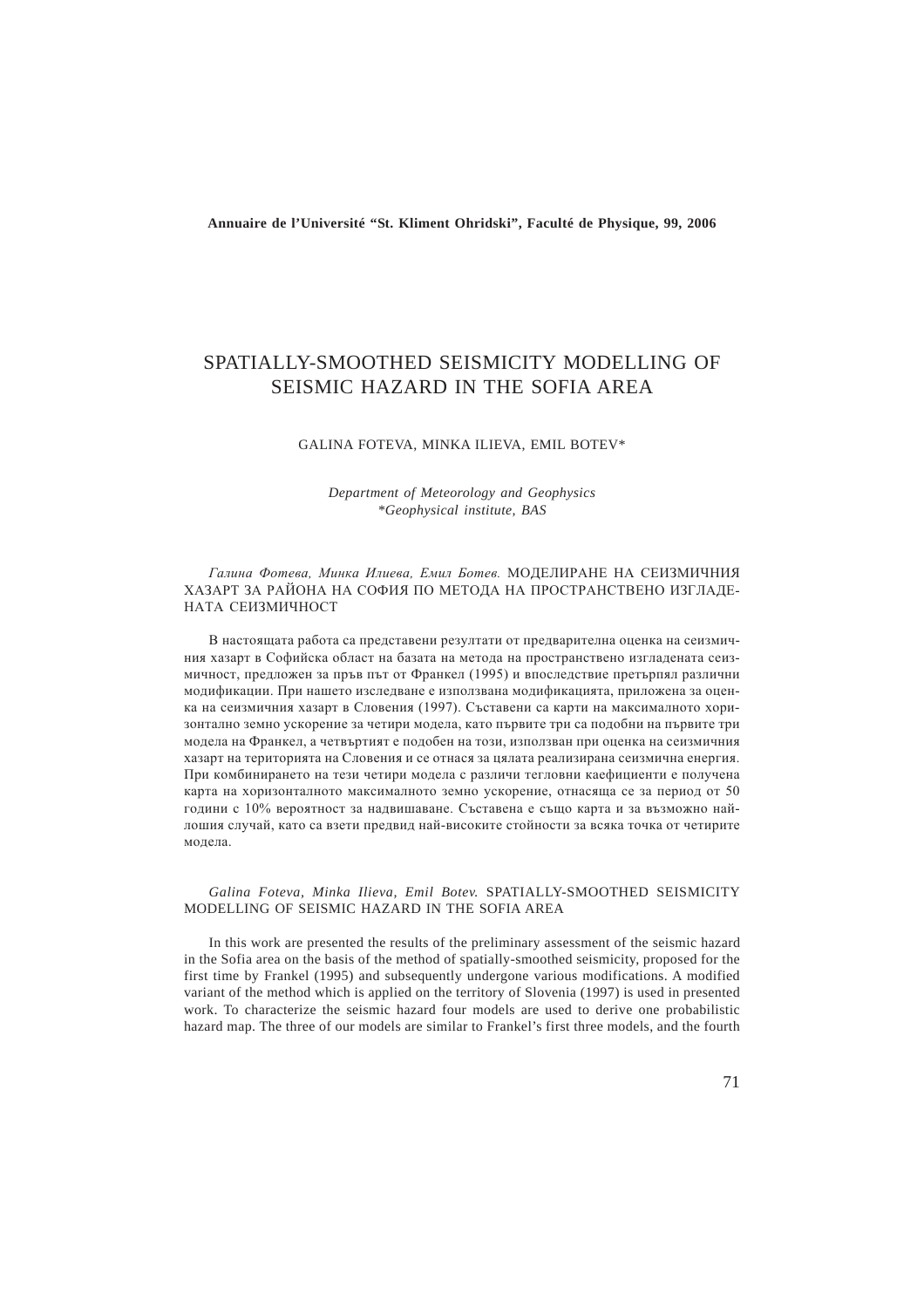**Annuaire de l'Université "St. Kliment Ohridski", Faculté de Physique, 99, 2006**

# SPATIALLY-SMOOTHED SEISMICITY MODELLING OF SEISMIC HAZARD IN THE SOFIA AREA

GALINA FOTEVA, MINKA ILIEVA, EMIL BOTEV*

*Department of Meteorology and Geophysics*
**Geophysical institute, BAS*

*Галина Фотева, Минка Илиева, Емил Ботев.* МОДЕЛИРАНЕ НА СЕИЗМИЧНИЯ ХАЗАРТ ЗА РАЙОНА НА СОФИЯ ПО МЕТОДА НА ПРОСТРАНСТВЕНО ИЗГЛАДЕНАТА СЕИЗМИЧНОСТ

В настоящата работа са представени резултати от предварителна оценка на сеизмичния хазарт в Софийска област на базата на метода на пространствено изгладената сеизмичност, предложен за пръв път от Франкел (1995) и впоследствие претърпял различни модификации. При нашето изследване е използвана модификацията, приложена за оценка на сеизмичния хазарт в Словения (1997). Съставени са карти на максималното хоризонтално земно ускорение за четири модела, като първите три са подобни на първите три модела на Франкел, а четвъртият е подобен на този, използван при оценка на сеизмичния хазарт на територията на Словения и се отнася за цялата реализирана сеизмична енергия. При комбинирането на тези четири модела с различи тегловни каефициенти е получена карта на хоризонталното максималното земно ускорение, отнасяща се за период от 50 години с 10% вероятност за надвишаване. Съставена е също карта и за възможно найлошия случай, като са взети предвид най-високите стойности за всяка точка от четирите модела.

*Galina Foteva, Minka Ilieva, Emil Botev.* SPATIALLY-SMOOTHED SEISMICITY MODELLING OF SEISMIC HAZARD IN THE SOFIA AREA

In this work are presented the results of the preliminary assessment of the seismic hazard in the Sofia area on the basis of the method of spatially-smoothed seismicity, proposed for the first time by Frankel (1995) and subsequently undergone various modifications. A modified variant of the method which is applied on the territory of Slovenia (1997) is used in presented work. To characterize the seismic hazard four models are used to derive one probabilistic hazard map. The three of our models are similar to Frankel's first three models, and the fourth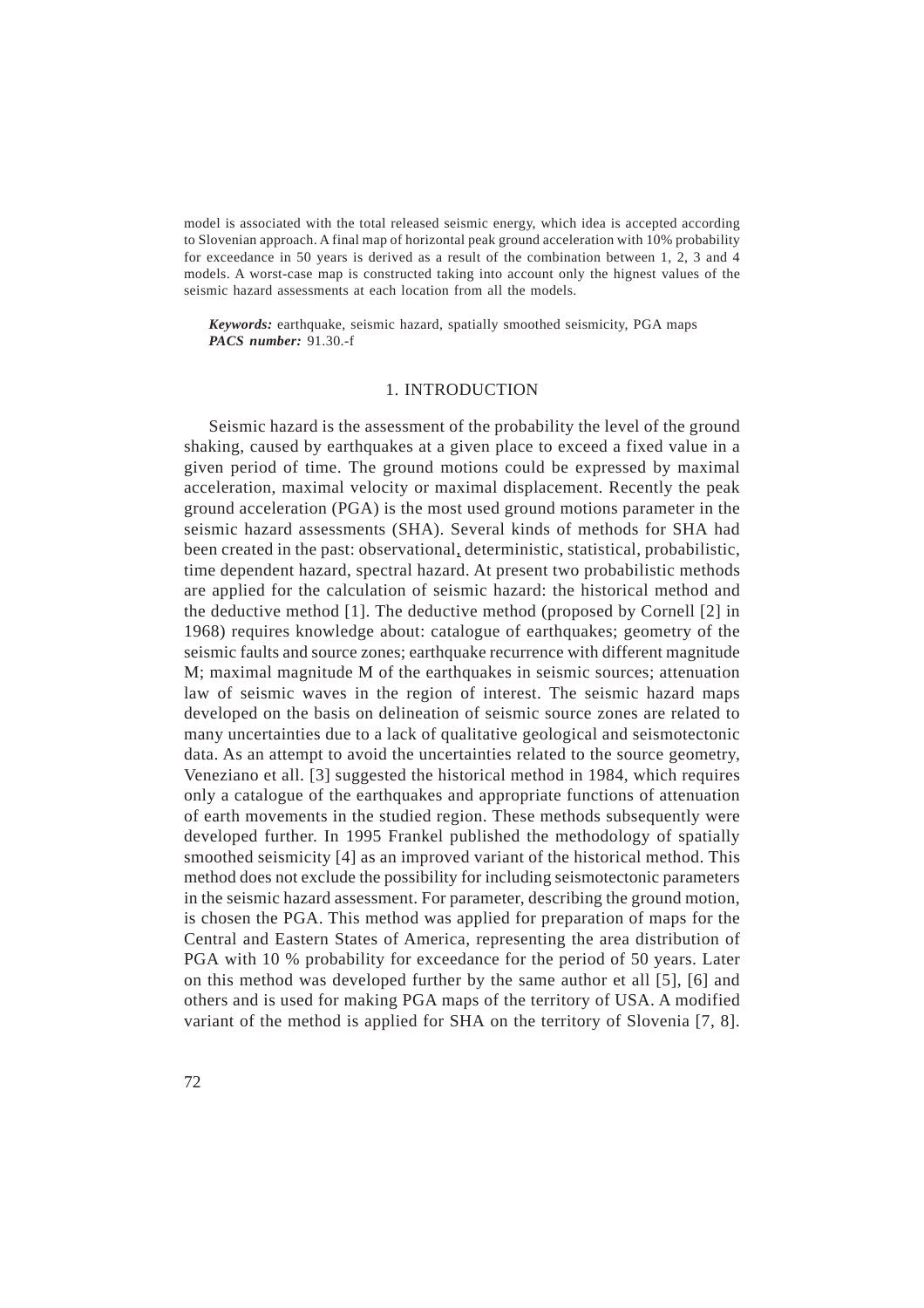model is associated with the total released seismic energy, which idea is accepted according to Slovenian approach. A final map of horizontal peak ground acceleration with 10% probability for exceedance in 50 years is derived as a result of the combination between 1, 2, 3 and 4 models. A worst-case map is constructed taking into account only the hignest values of the seismic hazard assessments at each location from all the models.

***Keywords:*** earthquake, seismic hazard, spatially smoothed seismicity, PGA maps
***PACS number:*** 91.30.-f

## 1. INTRODUCTION

Seismic hazard is the assessment of the probability the level of the ground shaking, caused by earthquakes at a given place to exceed a fixed value in a given period of time. The ground motions could be expressed by maximal acceleration, maximal velocity or maximal displacement. Recently the peak ground acceleration (PGA) is the most used ground motions parameter in the seismic hazard assessments (SHA). Several kinds of methods for SHA had been created in the past: observational, deterministic, statistical, probabilistic, time dependent hazard, spectral hazard. At present two probabilistic methods are applied for the calculation of seismic hazard: the historical method and the deductive method [1]. The deductive method (proposed by Cornell [2] in 1968) requires knowledge about: catalogue of earthquakes; geometry of the seismic faults and source zones; earthquake recurrence with different magnitude M; maximal magnitude M of the earthquakes in seismic sources; attenuation law of seismic waves in the region of interest. The seismic hazard maps developed on the basis on delineation of seismic source zones are related to many uncertainties due to a lack of qualitative geological and seismotectonic data. As an attempt to avoid the uncertainties related to the source geometry, Veneziano et all. [3] suggested the historical method in 1984, which requires only a catalogue of the earthquakes and appropriate functions of attenuation of earth movements in the studied region. These methods subsequently were developed further. In 1995 Frankel published the methodology of spatially smoothed seismicity [4] as an improved variant of the historical method. This method does not exclude the possibility for including seismotectonic parameters in the seismic hazard assessment. For parameter, describing the ground motion, is chosen the PGA. This method was applied for preparation of maps for the Central and Eastern States of America, representing the area distribution of PGA with 10 % probability for exceedance for the period of 50 years. Later on this method was developed further by the same author et all [5], [6] and others and is used for making PGA maps of the territory of USA. A modified variant of the method is applied for SHA on the territory of Slovenia [7, 8].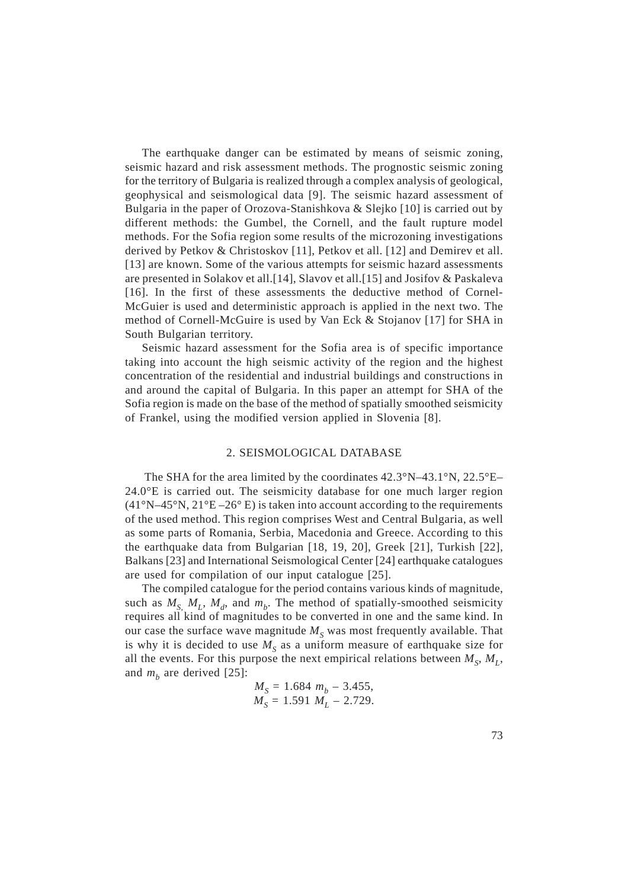The earthquake danger can be estimated by means of seismic zoning, seismic hazard and risk assessment methods. The prognostic seismic zoning for the territory of Bulgaria is realized through a complex analysis of geological, geophysical and seismological data [9]. The seismic hazard assessment of Bulgaria in the paper of Orozova-Stanishkova & Slejko [10] is carried out by different methods: the Gumbel, the Cornell, and the fault rupture model methods. For the Sofia region some results of the microzoning investigations derived by Petkov & Christoskov [11], Petkov et all. [12] and Demirev et all. [13] are known. Some of the various attempts for seismic hazard assessments are presented in Solakov et all.[14], Slavov et all.[15] and Josifov & Paskaleva [16]. In the first of these assessments the deductive method of Cornel-McGuier is used and deterministic approach is applied in the next two. The method of Cornell-McGuire is used by Van Eck & Stojanov [17] for SHA in South Bulgarian territory.

Seismic hazard assessment for the Sofia area is of specific importance taking into account the high seismic activity of the region and the highest concentration of the residential and industrial buildings and constructions in and around the capital of Bulgaria. In this paper an attempt for SHA of the Sofia region is made on the base of the method of spatially smoothed seismicity of Frankel, using the modified version applied in Slovenia [8].

## 2. SEISMOLOGICAL DATABASE

The SHA for the area limited by the coordinates 42.3°N–43.1°N, 22.5°E–24.0°E is carried out. The seismicity database for one much larger region (41°N–45°N, 21°E –26° E) is taken into account according to the requirements of the used method. This region comprises West and Central Bulgaria, as well as some parts of Romania, Serbia, Macedonia and Greece. According to this the earthquake data from Bulgarian [18, 19, 20], Greek [21], Turkish [22], Balkans [23] and International Seismological Center [24] earthquake catalogues are used for compilation of our input catalogue [25].

The compiled catalogue for the period contains various kinds of magnitude, such as $M_S$, $M_L$, $M_d$, and $m_b$. The method of spatially-smoothed seismicity requires all kind of magnitudes to be converted in one and the same kind. In our case the surface wave magnitude $M_S$ was most frequently available. That is why it is decided to use $M_S$ as a uniform measure of earthquake size for all the events. For this purpose the next empirical relations between $M_S$, $M_L$, and $m_b$ are derived [25]:

$$M_S = 1.684\ m_b - 3.455,$$
$$M_S = 1.591\ M_L - 2.729.$$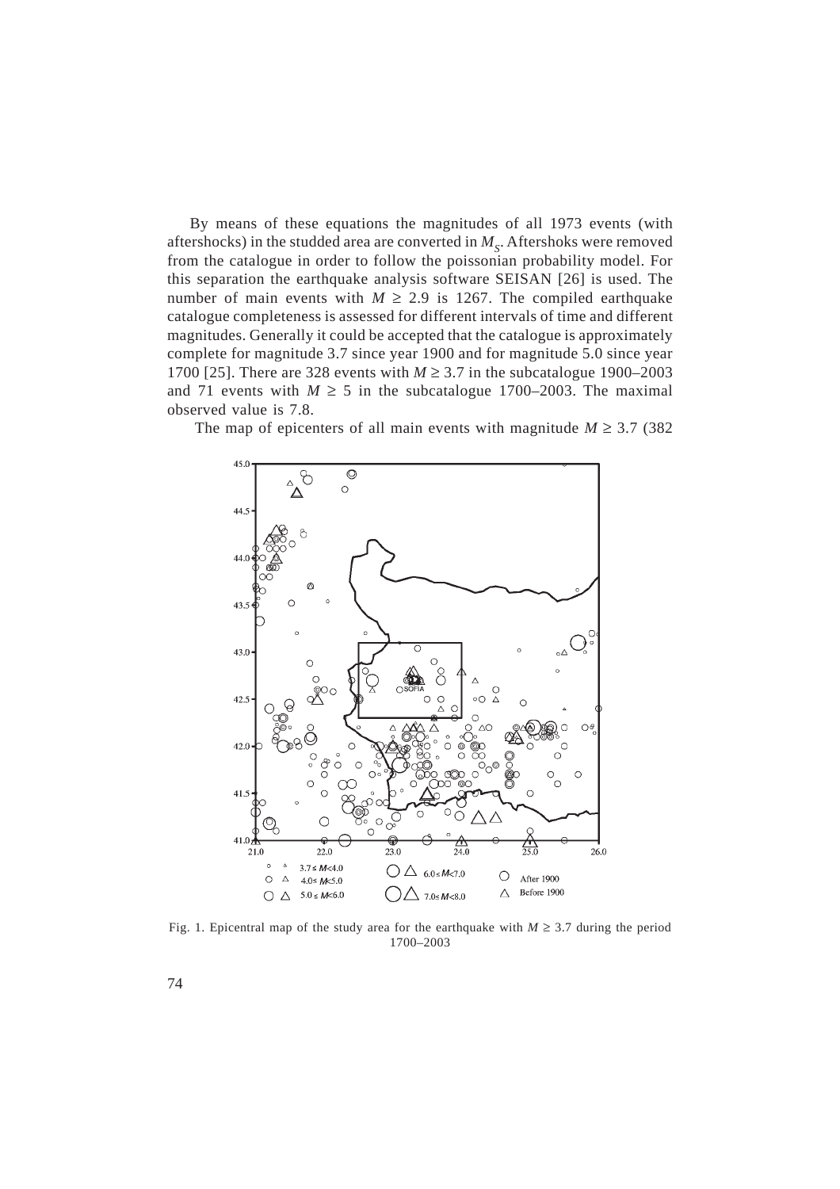By means of these equations the magnitudes of all 1973 events (with aftershocks) in the studded area are converted in $M_S$. Aftershoks were removed from the catalogue in order to follow the poissonian probability model. For this separation the earthquake analysis software SEISAN [26] is used. The number of main events with $M \geq 2.9$ is 1267. The compiled earthquake catalogue completeness is assessed for different intervals of time and different magnitudes. Generally it could be accepted that the catalogue is approximately complete for magnitude 3.7 since year 1900 and for magnitude 5.0 since year 1700 [25]. There are 328 events with $M \geq 3.7$ in the subcatalogue 1900–2003 and 71 events with $M \geq 5$ in the subcatalogue 1700–2003. The maximal observed value is 7.8.

The map of epicenters of all main events with magnitude $M \geq 3.7$ (382

Fig. 1. Epicentral map of the study area for the earthquake with $M \geq 3.7$ during the period 1700–2003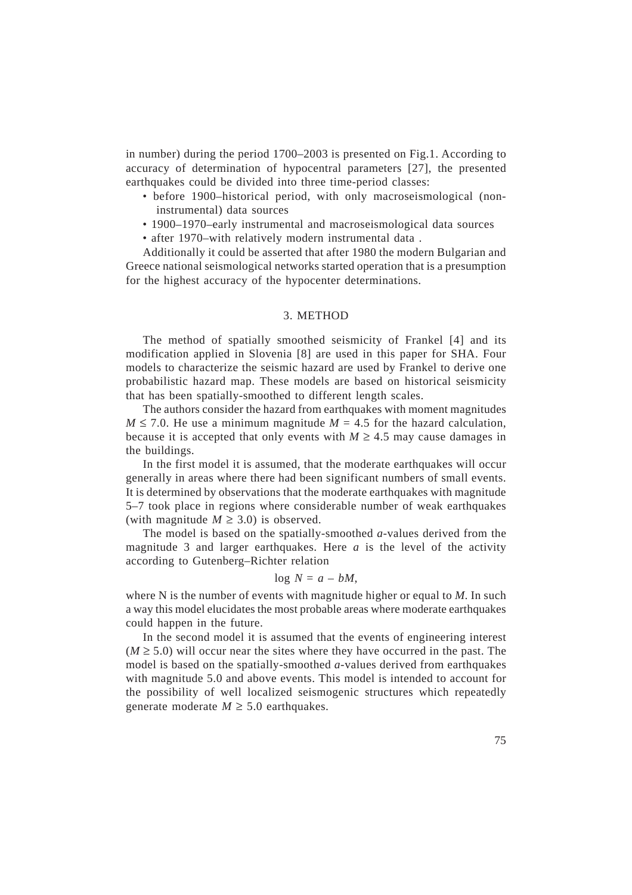in number) during the period 1700–2003 is presented on Fig.1. According to accuracy of determination of hypocentral parameters [27], the presented earthquakes could be divided into three time-period classes:

- before 1900–historical period, with only macroseismological (non-instrumental) data sources
- 1900–1970–early instrumental and macroseismological data sources
- after 1970–with relatively modern instrumental data .

Additionally it could be asserted that after 1980 the modern Bulgarian and Greece national seismological networks started operation that is a presumption for the highest accuracy of the hypocenter determinations.

## 3. METHOD

The method of spatially smoothed seismicity of Frankel [4] and its modification applied in Slovenia [8] are used in this paper for SHA. Four models to characterize the seismic hazard are used by Frankel to derive one probabilistic hazard map. These models are based on historical seismicity that has been spatially-smoothed to different length scales.

The authors consider the hazard from earthquakes with moment magnitudes $M \leq 7.0$. He use a minimum magnitude $M = 4.5$ for the hazard calculation, because it is accepted that only events with $M \geq 4.5$ may cause damages in the buildings.

In the first model it is assumed, that the moderate earthquakes will occur generally in areas where there had been significant numbers of small events. It is determined by observations that the moderate earthquakes with magnitude 5–7 took place in regions where considerable number of weak earthquakes (with magnitude $M \geq 3.0$) is observed.

The model is based on the spatially-smoothed *a*-values derived from the magnitude 3 and larger earthquakes. Here $a$ is the level of the activity according to Gutenberg–Richter relation

$$\log N = a - bM,$$

where N is the number of events with magnitude higher or equal to $M$. In such a way this model elucidates the most probable areas where moderate earthquakes could happen in the future.

In the second model it is assumed that the events of engineering interest ($M \geq 5.0$) will occur near the sites where they have occurred in the past. The model is based on the spatially-smoothed *a*-values derived from earthquakes with magnitude 5.0 and above events. This model is intended to account for the possibility of well localized seismogenic structures which repeatedly generate moderate $M \geq 5.0$ earthquakes.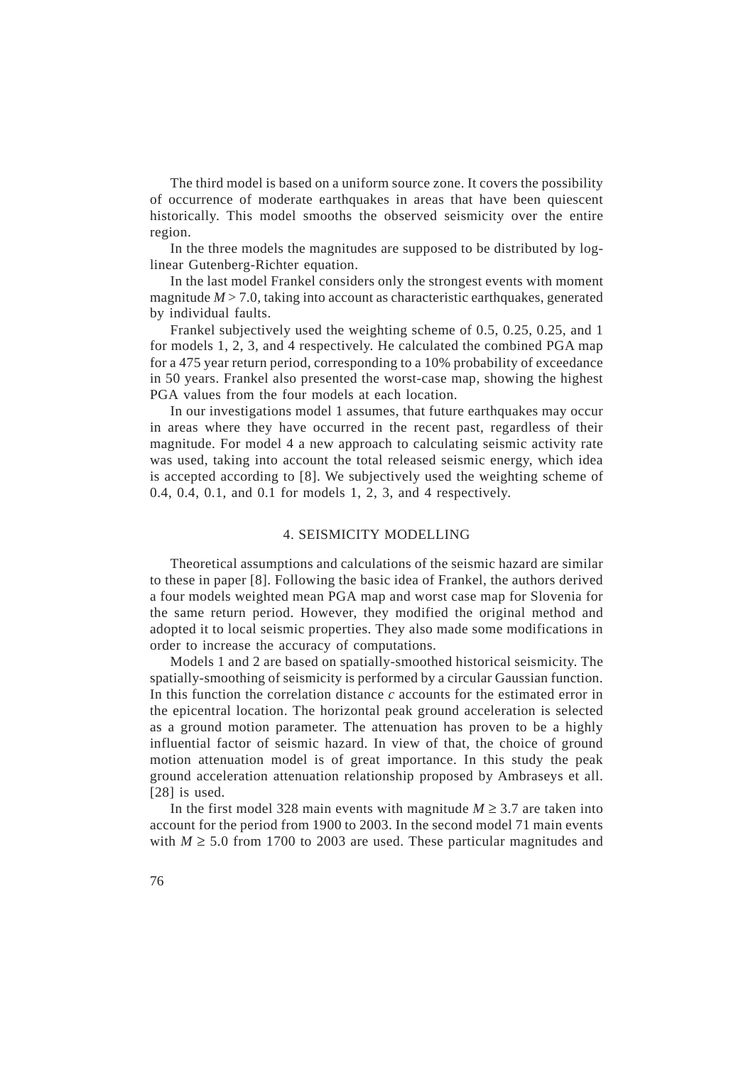The third model is based on a uniform source zone. It covers the possibility of occurrence of moderate earthquakes in areas that have been quiescent historically. This model smooths the observed seismicity over the entire region.

In the three models the magnitudes are supposed to be distributed by log-linear Gutenberg-Richter equation.

In the last model Frankel considers only the strongest events with moment magnitude $M > 7.0$, taking into account as characteristic earthquakes, generated by individual faults.

Frankel subjectively used the weighting scheme of 0.5, 0.25, 0.25, and 1 for models 1, 2, 3, and 4 respectively. He calculated the combined PGA map for a 475 year return period, corresponding to a 10% probability of exceedance in 50 years. Frankel also presented the worst-case map, showing the highest PGA values from the four models at each location.

In our investigations model 1 assumes, that future earthquakes may occur in areas where they have occurred in the recent past, regardless of their magnitude. For model 4 a new approach to calculating seismic activity rate was used, taking into account the total released seismic energy, which idea is accepted according to [8]. We subjectively used the weighting scheme of 0.4, 0.4, 0.1, and 0.1 for models 1, 2, 3, and 4 respectively.

## 4. SEISMICITY MODELLING

Theoretical assumptions and calculations of the seismic hazard are similar to these in paper [8]. Following the basic idea of Frankel, the authors derived a four models weighted mean PGA map and worst case map for Slovenia for the same return period. However, they modified the original method and adopted it to local seismic properties. They also made some modifications in order to increase the accuracy of computations.

Models 1 and 2 are based on spatially-smoothed historical seismicity. The spatially-smoothing of seismicity is performed by a circular Gaussian function. In this function the correlation distance $c$ accounts for the estimated error in the epicentral location. The horizontal peak ground acceleration is selected as a ground motion parameter. The attenuation has proven to be a highly influential factor of seismic hazard. In view of that, the choice of ground motion attenuation model is of great importance. In this study the peak ground acceleration attenuation relationship proposed by Ambraseys et all. [28] is used.

In the first model 328 main events with magnitude $M \geq 3.7$ are taken into account for the period from 1900 to 2003. In the second model 71 main events with $M \geq 5.0$ from 1700 to 2003 are used. These particular magnitudes and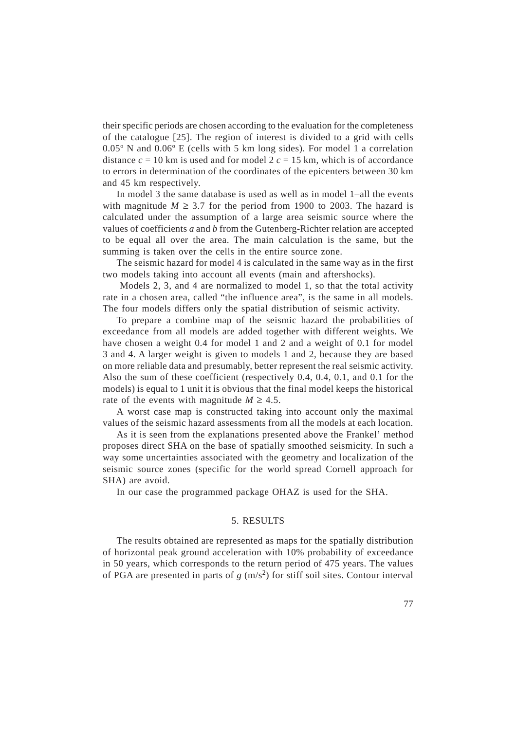their specific periods are chosen according to the evaluation for the completeness of the catalogue [25]. The region of interest is divided to a grid with cells 0.05º N and 0.06º E (cells with 5 km long sides). For model 1 a correlation distance $c = 10$ km is used and for model 2 $c = 15$ km, which is of accordance to errors in determination of the coordinates of the epicenters between 30 km and 45 km respectively.

In model 3 the same database is used as well as in model 1–all the events with magnitude $M \geq 3.7$ for the period from 1900 to 2003. The hazard is calculated under the assumption of a large area seismic source where the values of coefficients *a* and *b* from the Gutenberg-Richter relation are accepted to be equal all over the area. The main calculation is the same, but the summing is taken over the cells in the entire source zone.

The seismic hazard for model 4 is calculated in the same way as in the first two models taking into account all events (main and aftershocks).

Models 2, 3, and 4 are normalized to model 1, so that the total activity rate in a chosen area, called "the influence area", is the same in all models. The four models differs only the spatial distribution of seismic activity.

To prepare a combine map of the seismic hazard the probabilities of exceedance from all models are added together with different weights. We have chosen a weight 0.4 for model 1 and 2 and a weight of 0.1 for model 3 and 4. A larger weight is given to models 1 and 2, because they are based on more reliable data and presumably, better represent the real seismic activity. Also the sum of these coefficient (respectively 0.4, 0.4, 0.1, and 0.1 for the models) is equal to 1 unit it is obvious that the final model keeps the historical rate of the events with magnitude $M \geq 4.5$.

A worst case map is constructed taking into account only the maximal values of the seismic hazard assessments from all the models at each location.

As it is seen from the explanations presented above the Frankel' method proposes direct SHA on the base of spatially smoothed seismicity. In such a way some uncertainties associated with the geometry and localization of the seismic source zones (specific for the world spread Cornell approach for SHA) are avoid.

In our case the programmed package OHAZ is used for the SHA.

## 5. RESULTS

The results obtained are represented as maps for the spatially distribution of horizontal peak ground acceleration with 10% probability of exceedance in 50 years, which corresponds to the return period of 475 years. The values of PGA are presented in parts of $g$ (m/s$^2$) for stiff soil sites. Contour interval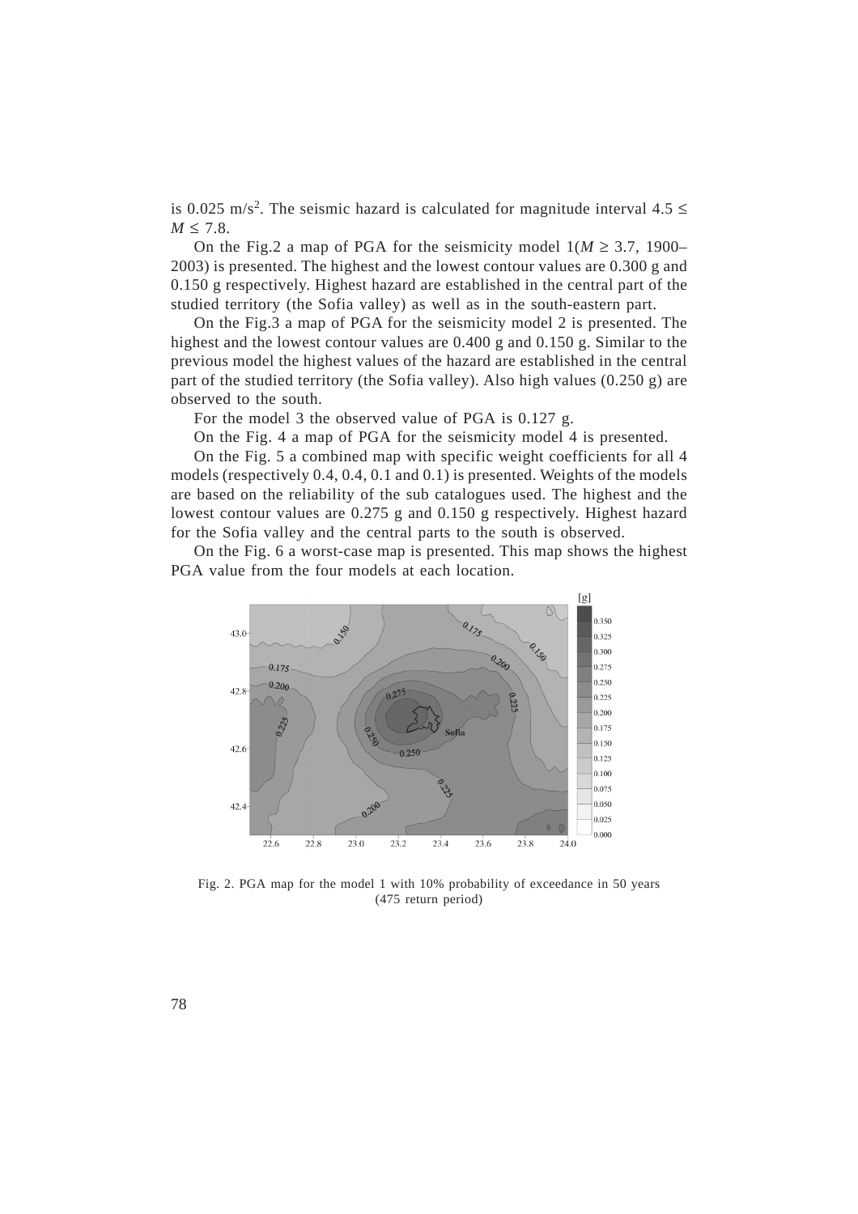is 0.025 m/s$^2$. The seismic hazard is calculated for magnitude interval $4.5 \leq M \leq 7.8$.

On the Fig.2 a map of PGA for the seismicity model 1($M \geq 3.7$, 1900–2003) is presented. The highest and the lowest contour values are 0.300 g and 0.150 g respectively. Highest hazard are established in the central part of the studied territory (the Sofia valley) as well as in the south-eastern part.

On the Fig.3 a map of PGA for the seismicity model 2 is presented. The highest and the lowest contour values are 0.400 g and 0.150 g. Similar to the previous model the highest values of the hazard are established in the central part of the studied territory (the Sofia valley). Also high values (0.250 g) are observed to the south.

For the model 3 the observed value of PGA is 0.127 g.

On the Fig. 4 a map of PGA for the seismicity model 4 is presented.

On the Fig. 5 a combined map with specific weight coefficients for all 4 models (respectively 0.4, 0.4, 0.1 and 0.1) is presented. Weights of the models are based on the reliability of the sub catalogues used. The highest and the lowest contour values are 0.275 g and 0.150 g respectively. Highest hazard for the Sofia valley and the central parts to the south is observed.

On the Fig. 6 a worst-case map is presented. This map shows the highest PGA value from the four models at each location.

Fig. 2. PGA map for the model 1 with 10% probability of exceedance in 50 years (475 return period)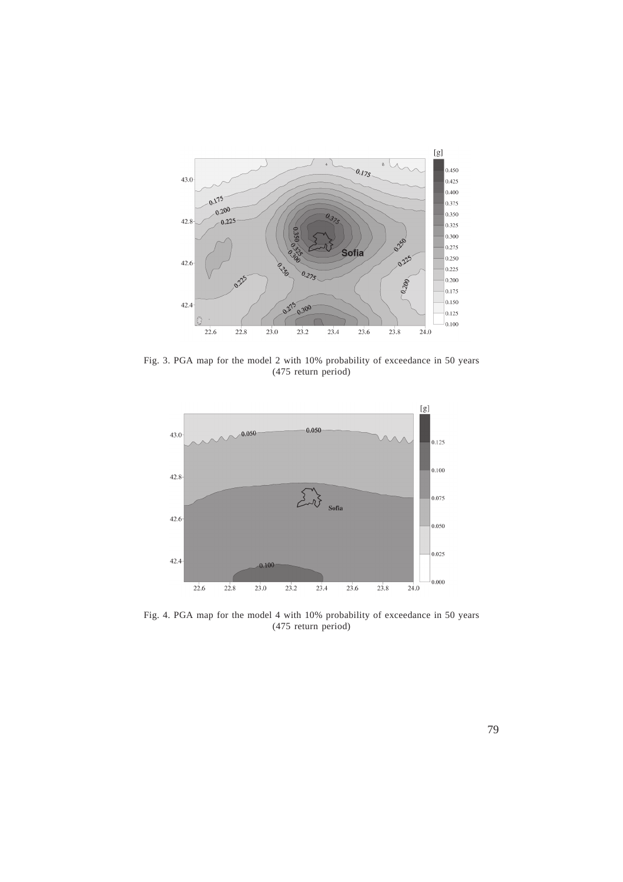Fig. 3. PGA map for the model 2 with 10% probability of exceedance in 50 years (475 return period)

Fig. 4. PGA map for the model 4 with 10% probability of exceedance in 50 years (475 return period)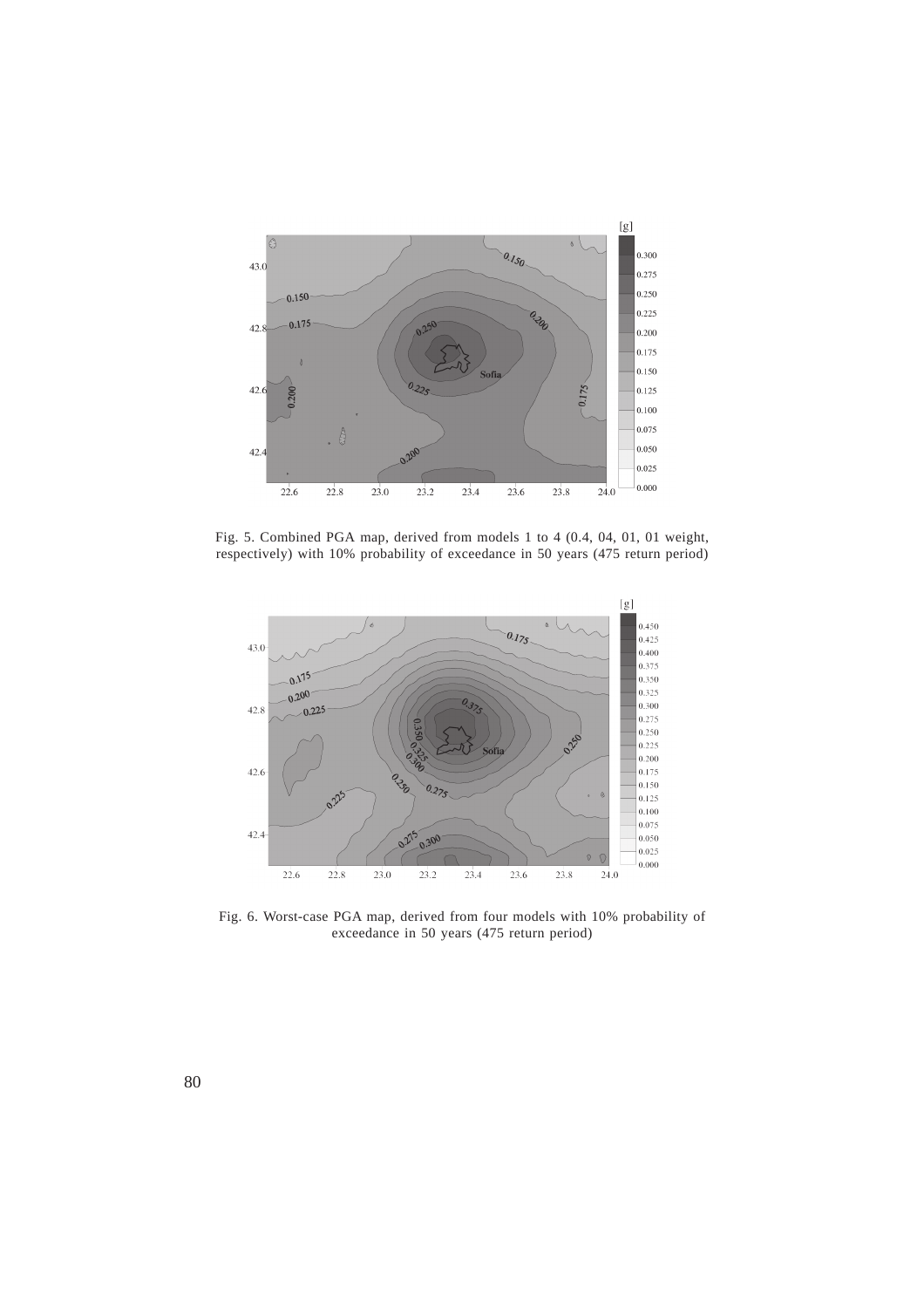Fig. 5. Combined PGA map, derived from models 1 to 4 (0.4, 04, 01, 01 weight, respectively) with 10% probability of exceedance in 50 years (475 return period)

Fig. 6. Worst-case PGA map, derived from four models with 10% probability of exceedance in 50 years (475 return period)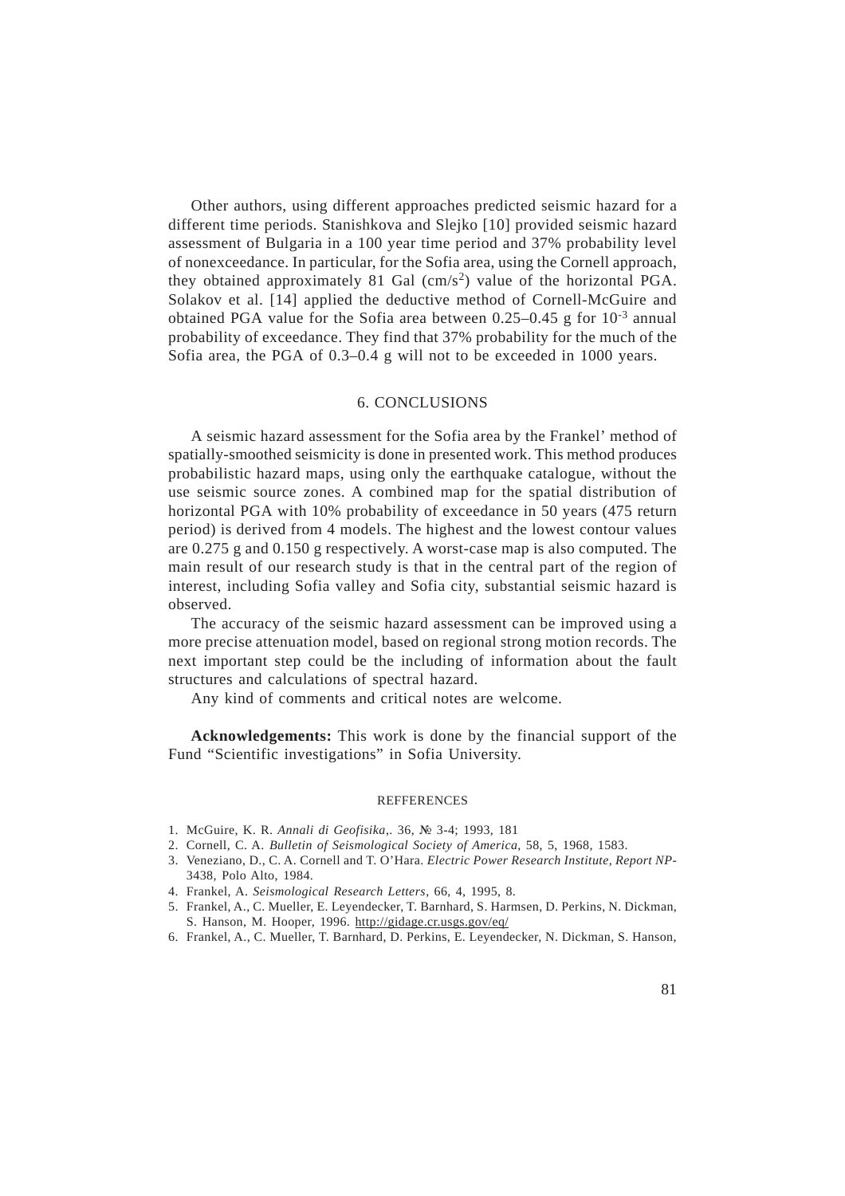Other authors, using different approaches predicted seismic hazard for a different time periods. Stanishkova and Slejko [10] provided seismic hazard assessment of Bulgaria in a 100 year time period and 37% probability level of nonexceedance. In particular, for the Sofia area, using the Cornell approach, they obtained approximately 81 Gal (cm/s$^2$) value of the horizontal PGA. Solakov et al. [14] applied the deductive method of Cornell-McGuire and obtained PGA value for the Sofia area between 0.25–0.45 g for $10^{-3}$ annual probability of exceedance. They find that 37% probability for the much of the Sofia area, the PGA of 0.3–0.4 g will not to be exceeded in 1000 years.

## 6. CONCLUSIONS

A seismic hazard assessment for the Sofia area by the Frankel' method of spatially-smoothed seismicity is done in presented work. This method produces probabilistic hazard maps, using only the earthquake catalogue, without the use seismic source zones. A combined map for the spatial distribution of horizontal PGA with 10% probability of exceedance in 50 years (475 return period) is derived from 4 models. The highest and the lowest contour values are 0.275 g and 0.150 g respectively. A worst-case map is also computed. The main result of our research study is that in the central part of the region of interest, including Sofia valley and Sofia city, substantial seismic hazard is observed.

The accuracy of the seismic hazard assessment can be improved using a more precise attenuation model, based on regional strong motion records. The next important step could be the including of information about the fault structures and calculations of spectral hazard.

Any kind of comments and critical notes are welcome.

**Acknowledgements:** This work is done by the financial support of the Fund "Scientific investigations" in Sofia University.

## REFFERENCES

1. McGuire, K. R. *Annali di Geofisika*,. 36, № 3-4; 1993, 181
2. Cornell, C. A. *Bulletin of Seismological Society of America*, 58, 5, 1968, 1583.
3. Veneziano, D., C. A. Cornell and T. O'Hara. *Electric Power Research Institute, Report NP*-3438, Polo Alto, 1984.
4. Frankel, A. *Seismological Research Letters*, 66, 4, 1995, 8.
5. Frankel, A., C. Mueller, E. Leyendecker, T. Barnhard, S. Harmsen, D. Perkins, N. Dickman, S. Hanson, M. Hooper, 1996. http://gidage.cr.usgs.gov/eq/
6. Frankel, A., C. Mueller, T. Barnhard, D. Perkins, E. Leyendecker, N. Dickman, S. Hanson,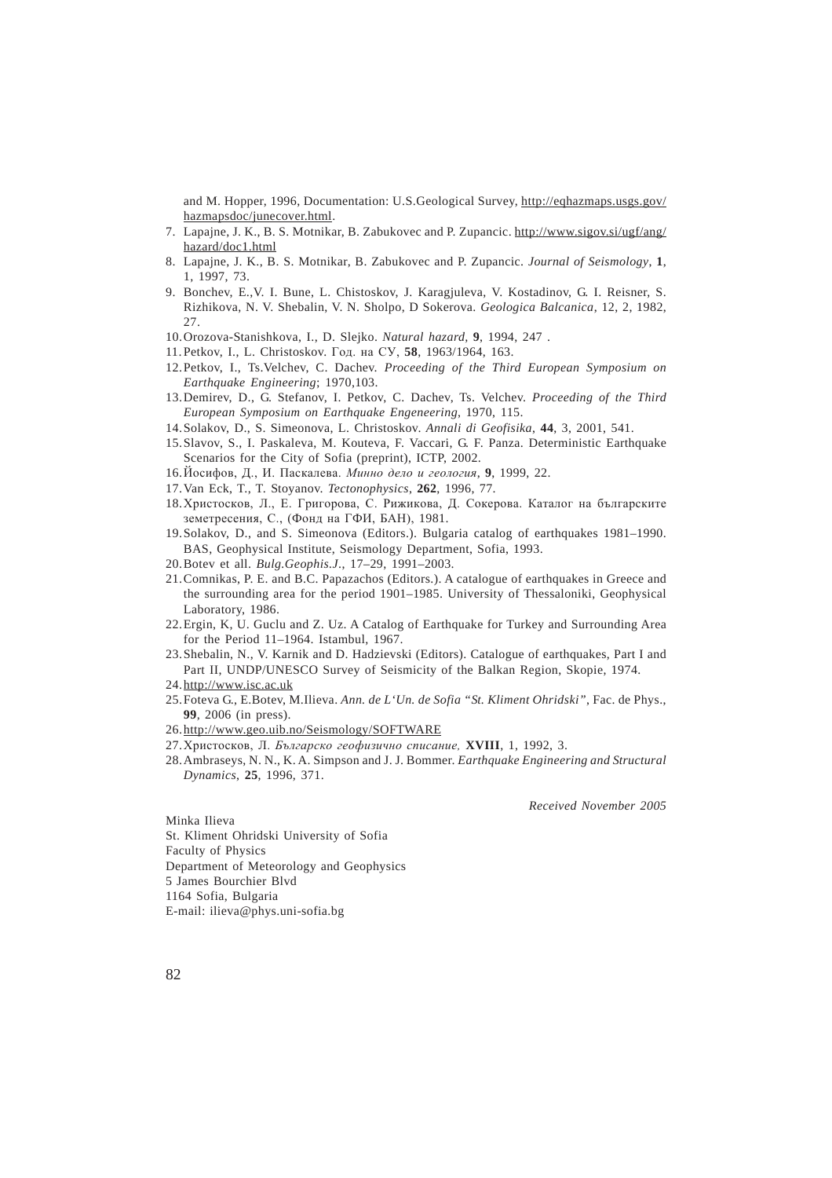and M. Hopper, 1996, Documentation: U.S.Geological Survey, http://eqhazmaps.usgs.gov/hazmapsdoc/junecover.html.

7. Lapajne, J. K., B. S. Motnikar, B. Zabukovec and P. Zupancic. http://www.sigov.si/ugf/ang/hazard/doc1.html
8. Lapajne, J. K., B. S. Motnikar, B. Zabukovec and P. Zupancic. *Journal of Seismology*, **1**, 1, 1997, 73.
9. Bonchev, E.,V. I. Bune, L. Chistoskov, J. Karagjuleva, V. Kostadinov, G. I. Reisner, S. Rizhikova, N. V. Shebalin, V. N. Sholpo, D Sokerova. *Geologica Balcanica*, 12, 2, 1982, 27.
10. Orozova-Stanishkova, I., D. Slejko. *Natural hazard*, **9**, 1994, 247 .
11. Petkov, I., L. Christoskov. Год. на СУ, **58**, 1963/1964, 163.
12. Petkov, I., Ts.Velchev, C. Dachev. *Proceeding of the Third European Symposium on Earthquake Engineering*; 1970,103.
13. Demirev, D., G. Stefanov, I. Petkov, C. Dachev, Ts. Velchev. *Proceeding of the Third European Symposium on Earthquake Engeneering*, 1970, 115.
14. Solakov, D., S. Simeonova, L. Christoskov. *Annali di Geofisika*, **44**, 3, 2001, 541.
15. Slavov, S., I. Paskaleva, M. Kouteva, F. Vaccari, G. F. Panza. Deterministic Earthquake Scenarios for the City of Sofia (preprint), ICTP, 2002.
16. Йосифов, Д., И. Паскалева. *Минно дело и геология*, **9**, 1999, 22.
17. Van Eck, T., T. Stoyanov. *Tectonophysics*, **262**, 1996, 77.
18. Христосков, Л., Е. Григорова, С. Рижикова, Д. Сокерова. Каталог на българските земетресения, С., (Фонд на ГФИ, БАН), 1981.
19. Solakov, D., and S. Simeonova (Editors.). Bulgaria catalog of earthquakes 1981–1990. BAS, Geophysical Institute, Seismology Department, Sofia, 1993.
20. Botev et all. *Bulg.Geophis.J.*, 17–29, 1991–2003.
21. Comnikas, P. E. and B.C. Papazachos (Editors.). A catalogue of earthquakes in Greece and the surrounding area for the period 1901–1985. University of Thessaloniki, Geophysical Laboratory, 1986.
22. Ergin, K, U. Guclu and Z. Uz. A Catalog of Earthquake for Turkey and Surrounding Area for the Period 11–1964. Istambul, 1967.
23. Shebalin, N., V. Karnik and D. Hadzievski (Editors). Catalogue of earthquakes, Part I and Part II, UNDP/UNESCO Survey of Seismicity of the Balkan Region, Skopie, 1974.
24. http://www.isc.ac.uk
25. Foteva G., E.Botev, M.Ilieva. *Ann. de L'Un. de Sofia "St. Kliment Ohridski"*, Fac. de Phys., **99**, 2006 (in press).
26. http://www.geo.uib.no/Seismology/SOFTWARE
27. Христосков, Л. *Българско геофизично списание,* **XVIII**, 1, 1992, 3.
28. Ambraseys, N. N., K. A. Simpson and J. J. Bommer. *Earthquake Engineering and Structural Dynamics*, **25**, 1996, 371.

*Received November 2005*

Minka Ilieva
St. Kliment Ohridski University of Sofia
Faculty of Physics
Department of Meteorology and Geophysics
5 James Bourchier Blvd
1164 Sofia, Bulgaria
E-mail: ilieva@phys.uni-sofia.bg